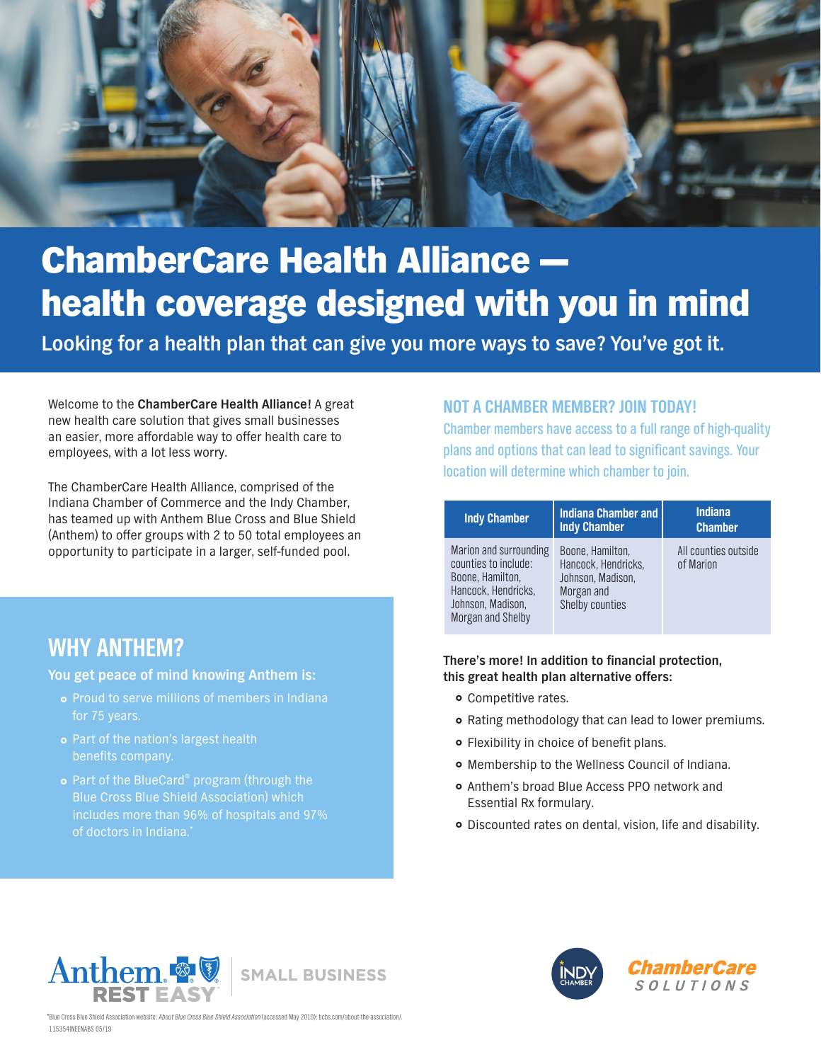# ChamberCare Health Alliance — health coverage designed with you in mind

**Looking for a health plan that can give you more ways to save? You've got it.**

Welcome to the **ChamberCare Health Alliance!** A great new health care solution that gives small businesses an easier, more affordable way to offer health care to employees, with a lot less worry.

The ChamberCare Health Alliance, comprised of the Indiana Chamber of Commerce and the Indy Chamber, has teamed up with Anthem Blue Cross and Blue Shield (Anthem) to offer groups with 2 to 50 total employees an opportunity to participate in a larger, self-funded pool.

## WHY ANTHEM?

**You get peace of mind knowing Anthem is:**

- Proud to serve millions of members in Indiana for 75 years.
- Part of the nation's largest health benefits company.
- Part of the BlueCard® program (through the Blue Cross Blue Shield Association) which includes more than 96% of hospitals and 97% of doctors in Indiana.*

## NOT A CHAMBER MEMBER? JOIN TODAY!

Chamber members have access to a full range of high-quality plans and options that can lead to significant savings. Your location will determine which chamber to join.

| Indy Chamber | Indiana Chamber and Indy Chamber | Indiana Chamber |
|---|---|---|
| Marion and surrounding counties to include: Boone, Hamilton, Hancock, Hendricks, Johnson, Madison, Morgan and Shelby | Boone, Hamilton, Hancock, Hendricks, Johnson, Madison, Morgan and Shelby counties | All counties outside of Marion |

**There's more! In addition to financial protection, this great health plan alternative offers:**

- Competitive rates.
- Rating methodology that can lead to lower premiums.
- Flexibility in choice of benefit plans.
- Membership to the Wellness Council of Indiana.
- Anthem's broad Blue Access PPO network and Essential Rx formulary.
- Discounted rates on dental, vision, life and disability.

Anthem REST EASY | SMALL BUSINESS

INDY CHAMBER

ChamberCare SOLUTIONS

*Blue Cross Blue Shield Association website: *About Blue Cross Blue Shield Association* (accessed May 2019): bcbs.com/about-the-association/.

115354INEENABS 05/19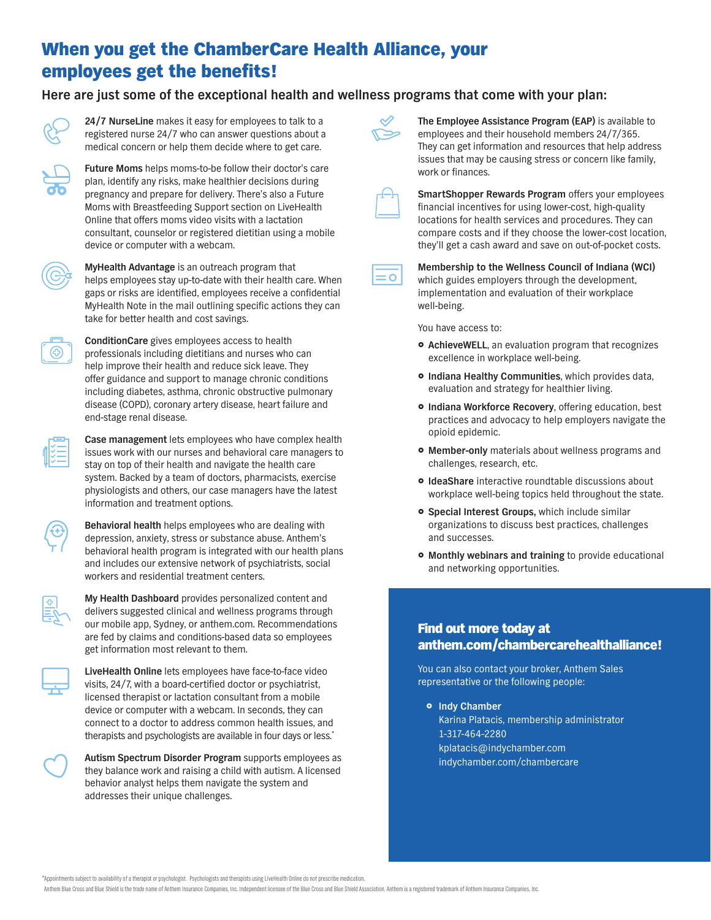# When you get the ChamberCare Health Alliance, your employees get the benefits!

## Here are just some of the exceptional health and wellness programs that come with your plan:

**24/7 NurseLine** makes it easy for employees to talk to a registered nurse 24/7 who can answer questions about a medical concern or help them decide where to get care.

**Future Moms** helps moms-to-be follow their doctor's care plan, identify any risks, make healthier decisions during pregnancy and prepare for delivery. There's also a Future Moms with Breastfeeding Support section on LiveHealth Online that offers moms video visits with a lactation consultant, counselor or registered dietitian using a mobile device or computer with a webcam.

**MyHealth Advantage** is an outreach program that helps employees stay up-to-date with their health care. When gaps or risks are identified, employees receive a confidential MyHealth Note in the mail outlining specific actions they can take for better health and cost savings.

**ConditionCare** gives employees access to health professionals including dietitians and nurses who can help improve their health and reduce sick leave. They offer guidance and support to manage chronic conditions including diabetes, asthma, chronic obstructive pulmonary disease (COPD), coronary artery disease, heart failure and end-stage renal disease.

**Case management** lets employees who have complex health issues work with our nurses and behavioral care managers to stay on top of their health and navigate the health care system. Backed by a team of doctors, pharmacists, exercise physiologists and others, our case managers have the latest information and treatment options.

**Behavioral health** helps employees who are dealing with depression, anxiety, stress or substance abuse. Anthem's behavioral health program is integrated with our health plans and includes our extensive network of psychiatrists, social workers and residential treatment centers.

**My Health Dashboard** provides personalized content and delivers suggested clinical and wellness programs through our mobile app, Sydney, or anthem.com. Recommendations are fed by claims and conditions-based data so employees get information most relevant to them.

**LiveHealth Online** lets employees have face-to-face video visits, 24/7, with a board-certified doctor or psychiatrist, licensed therapist or lactation consultant from a mobile device or computer with a webcam. In seconds, they can connect to a doctor to address common health issues, and therapists and psychologists are available in four days or less.*

**Autism Spectrum Disorder Program** supports employees as they balance work and raising a child with autism. A licensed behavior analyst helps them navigate the system and addresses their unique challenges.

**The Employee Assistance Program (EAP)** is available to employees and their household members 24/7/365. They can get information and resources that help address issues that may be causing stress or concern like family, work or finances.

**SmartShopper Rewards Program** offers your employees financial incentives for using lower-cost, high-quality locations for health services and procedures. They can compare costs and if they choose the lower-cost location, they'll get a cash award and save on out-of-pocket costs.

**Membership to the Wellness Council of Indiana (WCI)** which guides employers through the development, implementation and evaluation of their workplace well-being.

You have access to:

- **AchieveWELL**, an evaluation program that recognizes excellence in workplace well-being.
- **Indiana Healthy Communities**, which provides data, evaluation and strategy for healthier living.
- **Indiana Workforce Recovery**, offering education, best practices and advocacy to help employers navigate the opioid epidemic.
- **Member-only** materials about wellness programs and challenges, research, etc.
- **IdeaShare** interactive roundtable discussions about workplace well-being topics held throughout the state.
- **Special Interest Groups,** which include similar organizations to discuss best practices, challenges and successes.
- **Monthly webinars and training** to provide educational and networking opportunities.

## Find out more today at anthem.com/chambercarehealthalliance!

You can also contact your broker, Anthem Sales representative or the following people:

- **Indy Chamber**
  Karina Platacis, membership administrator
  1-317-464-2280
  kplatacis@indychamber.com
  indychamber.com/chambercare

*Appointments subject to availability of a therapist or psychologist. Psychologists and therapists using LiveHealth Online do not prescribe medication.

Anthem Blue Cross and Blue Shield is the trade name of Anthem Insurance Companies, Inc. Independent licensee of the Blue Cross and Blue Shield Association. Anthem is a registered trademark of Anthem Insurance Companies, Inc.